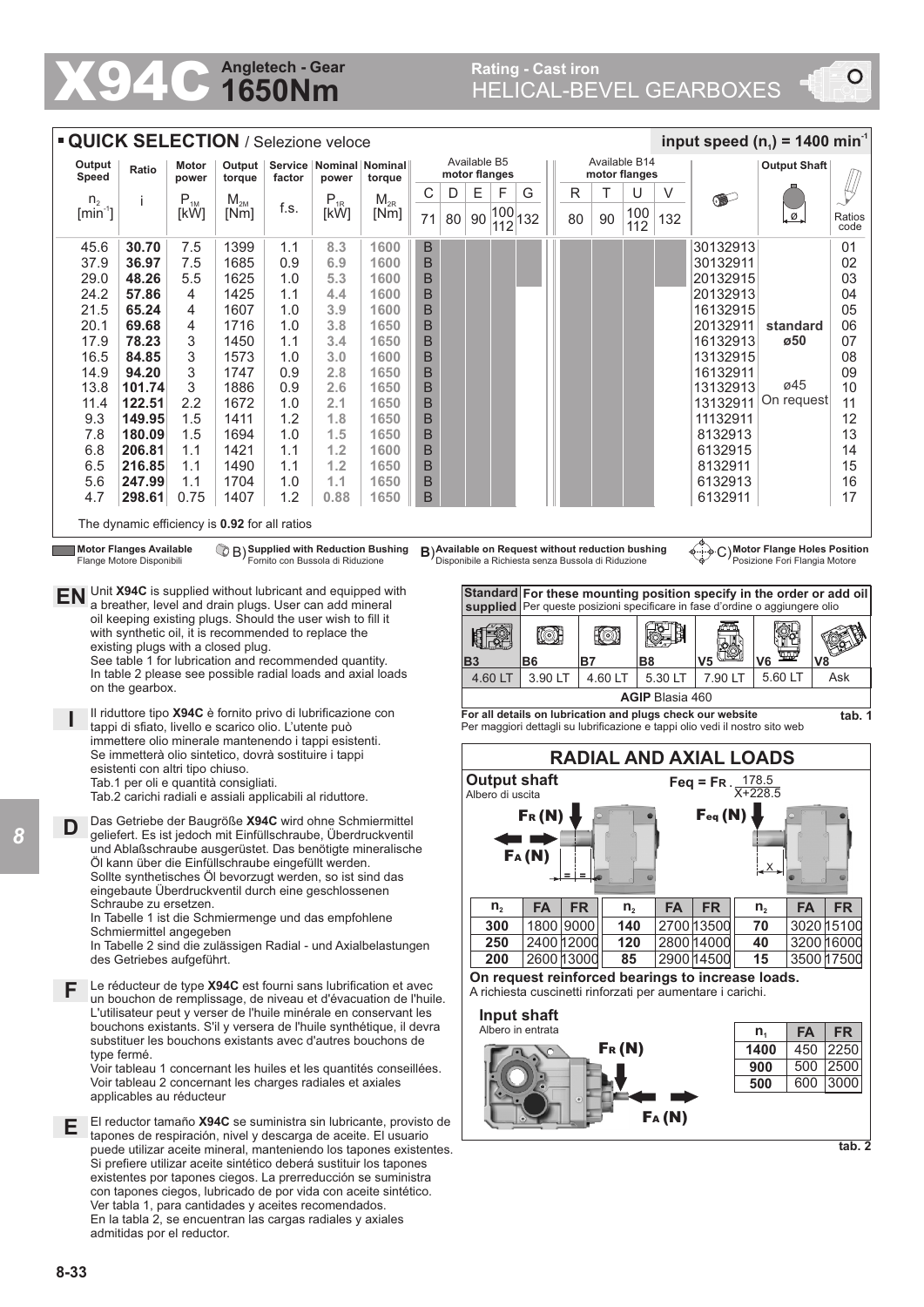# X94C Angletech - Gear 1650Nm

## Rating - Cast iron HELICAL-BEVEL GEARBOXES

## ▪ QUICK SELECTION / Selezione veloce

input speed ($n_1$) = 1400 min$^{-1}$

| Output Speed $n_2$ [min$^{-1}$] | Ratio i | Motor power $P_{1M}$ [kW] | Output torque $M_{2M}$ [Nm] | Service factor f.s. | Nominal power $P_{1R}$ [kW] | Nominal torque $M_{2R}$ [Nm] | B5 C 71 | B5 D 80 | B5 E 90 | B5 F 100/112 | B5 G 132 | B14 R 80 | B14 T 90 | B14 U 100/112 | B14 V 132 | | Output Shaft | Ratios code |
|---|---|---|---|---|---|---|---|---|---|---|---|---|---|---|---|---|---|---|
| 45.6 | **30.70** | 7.5 | 1399 | 1.1 | 8.3 | 1600 | B | | | | | | | | | 30132913 | | 01 |
| 37.9 | **36.97** | 7.5 | 1685 | 0.9 | 6.9 | 1600 | B | | | | | | | | | 30132911 | | 02 |
| 29.0 | **48.26** | 5.5 | 1625 | 1.0 | 5.3 | 1600 | B | | | | | | | | | 20132915 | | 03 |
| 24.2 | **57.86** | 4 | 1425 | 1.1 | 4.4 | 1600 | B | | | | | | | | | 20132913 | | 04 |
| 21.5 | **65.24** | 4 | 1607 | 1.0 | 3.9 | 1600 | B | | | | | | | | | 16132915 | | 05 |
| 20.1 | **69.68** | 4 | 1716 | 1.0 | 3.8 | 1650 | B | | | | | | | | | 20132911 | **standard** | 06 |
| 17.9 | **78.23** | 3 | 1450 | 1.1 | 3.4 | 1650 | B | | | | | | | | | 16132913 | **ø50** | 07 |
| 16.5 | **84.85** | 3 | 1573 | 1.0 | 3.0 | 1600 | B | | | | | | | | | 13132915 | | 08 |
| 14.9 | **94.20** | 3 | 1747 | 0.9 | 2.8 | 1650 | B | | | | | | | | | 16132911 | | 09 |
| 13.8 | **101.74** | 3 | 1886 | 0.9 | 2.6 | 1650 | B | | | | | | | | | 13132913 | ø45 | 10 |
| 11.4 | **122.51** | 2.2 | 1672 | 1.0 | 2.1 | 1650 | B | | | | | | | | | 13132911 | On request | 11 |
| 9.3 | **149.95** | 1.5 | 1411 | 1.2 | 1.8 | 1650 | B | | | | | | | | | 11132911 | | 12 |
| 7.8 | **180.09** | 1.5 | 1694 | 1.0 | 1.5 | 1650 | B | | | | | | | | | 8132913 | | 13 |
| 6.8 | **206.81** | 1.1 | 1421 | 1.1 | 1.2 | 1600 | B | | | | | | | | | 6132915 | | 14 |
| 6.5 | **216.85** | 1.1 | 1490 | 1.1 | 1.2 | 1650 | B | | | | | | | | | 8132911 | | 15 |
| 5.6 | **247.99** | 1.1 | 1704 | 1.0 | 1.1 | 1650 | B | | | | | | | | | 6132913 | | 16 |
| 4.7 | **298.61** | 0.75 | 1407 | 1.2 | 0.88 | 1650 | B | | | | | | | | | 6132911 | | 17 |

The dynamic efficiency is **0.92** for all ratios

**Motor Flanges Available** / Flange Motore Disponibili — B) **Supplied with Reduction Bushing** / Fornito con Bussola di Riduzione — B) **Available on Request without reduction bushing** / Disponibile a Richiesta senza Bussola di Riduzione — C) **Motor Flange Holes Position** / Posizione Fori Flangia Motore

**EN** Unit **X94C** is supplied without lubricant and equipped with a breather, level and drain plugs. User can add mineral oil keeping existing plugs. Should the user wish to fill it with synthetic oil, it is recommended to replace the existing plugs with a closed plug.
See table 1 for lubrication and recommended quantity.
In table 2 please see possible radial loads and axial loads on the gearbox.

**I** Il riduttore tipo **X94C** è fornito privo di lubrificazione con tappi di sfiato, livello e scarico olio. L'utente può immettere olio minerale mantenendo i tappi esistenti. Se immetterà olio sintetico, dovrà sostituire i tappi esistenti con altri tipo chiuso.
Tab.1 per oli e quantità consigliati.
Tab.2 carichi radiali e assiali applicabili al riduttore.

**D** Das Getriebe der Baugröße **X94C** wird ohne Schmiermittel geliefert. Es ist jedoch mit Einfüllschraube, Überdruckventil und Ablaßschraube ausgerüstet. Das benötigte mineralische Öl kann über die Einfüllschraube eingefüllt werden. Sollte synthetisches Öl bevorzugt werden, so ist sind das eingebaute Überdruckventil durch eine geschlossenen Schraube zu ersetzen.
In Tabelle 1 ist die Schmiermenge und das empfohlene Schmiermittel angegeben
In Tabelle 2 sind die zulässigen Radial - und Axialbelastungen des Getriebes aufgeführt.

**F** Le réducteur de type **X94C** est fourni sans lubrification et avec un bouchon de remplissage, de niveau et d'évacuation de l'huile. L'utilisateur peut y verser de l'huile minérale en conservant les bouchons existants. S'il y versera de l'huile synthétique, il devra substituer les bouchons existants avec d'autres bouchons de type fermé.
Voir tableau 1 concernant les huiles et les quantités conseillées.
Voir tableau 2 concernant les charges radiales et axiales applicables au réducteur

**E** El reductor tamaño **X94C** se suministra sin lubricante, provisto de tapones de respiración, nivel y descarga de aceite. El usuario puede utilizar aceite mineral, manteniendo los tapones existentes. Si prefiere utilizar aceite sintético deberá sustituir los tapones existentes por tapones ciegos. La prerreducción se suministra con tapones ciegos, lubricado de por vida con aceite sintético.
Ver tabla 1, para cantidades y aceites recomendados.
En la tabla 2, se encuentran las cargas radiales y axiales admitidas por el reductor.

**Standard supplied** — **For these mounting position specify in the order or add oil** / Per queste posizioni specificare in fase d'ordine o aggiungere olio

| B3 | B6 | B7 | B8 | V5 | V6 | V8 |
|---|---|---|---|---|---|---|
| 4.60 LT | 3.90 LT | 4.60 LT | 5.30 LT | 7.90 LT | 5.60 LT | Ask |

**AGIP** Blasia 460

**For all details on lubrication and plugs check our website**
Per maggiori dettagli su lubrificazione e tappi olio vedi il nostro sito web

**tab. 1**

## RADIAL AND AXIAL LOADS

**Output shaft**
Albero di uscita

$$F_{eq} = F_R \cdot \frac{178.5}{X+228.5}$$

| $n_2$ | FA | FR | $n_2$ | FA | FR | $n_2$ | FA | FR |
|---|---|---|---|---|---|---|---|---|
| **300** | 1800 | 9000 | **140** | 2700 | 13500 | **70** | 3020 | 15100 |
| **250** | 2400 | 12000 | **120** | 2800 | 14000 | **40** | 3200 | 16000 |
| **200** | 2600 | 13000 | **85** | 2900 | 14500 | **15** | 3500 | 17500 |

**On request reinforced bearings to increase loads.**
A richiesta cuscinetti rinforzati per aumentare i carichi.

**Input shaft**
Albero in entrata

| $n_1$ | FA | FR |
|---|---|---|
| **1400** | 450 | 2250 |
| **900** | 500 | 2500 |
| **500** | 600 | 3000 |

**tab. 2**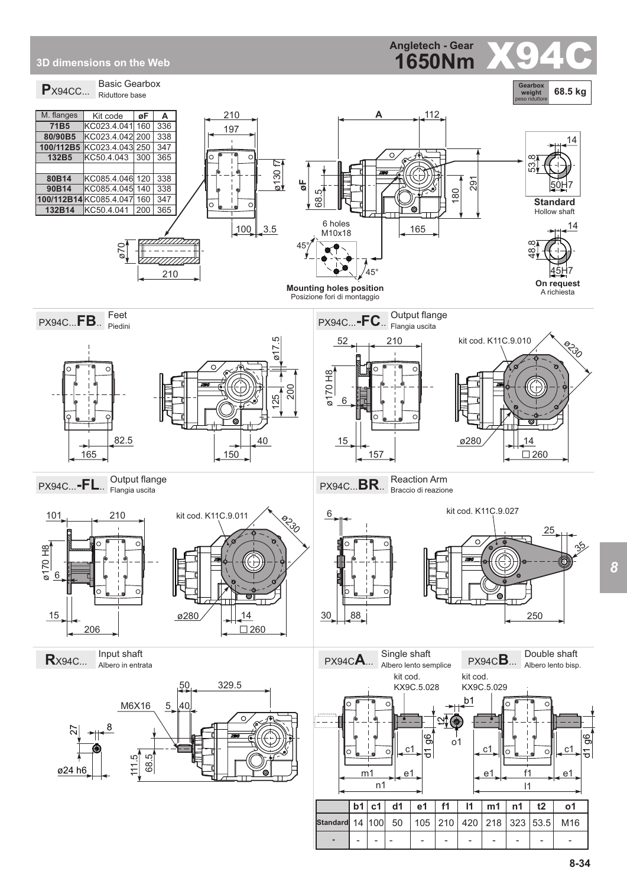3D dimensions on the Web

# Angletech - Gear 1650Nm X94C

## PX94CC... Basic Gearbox
Riduttore base

Gearbox weight / peso riduttore: **68.5 kg**

| M. flanges | Kit code | øF | A |
|---|---|---|---|
| 71B5 | KC023.4.041 | 160 | 336 |
| 80/90B5 | KC023.4.042 | 200 | 338 |
| 100/112B5 | KC023.4.043 | 250 | 347 |
| 132B5 | KC50.4.043 | 300 | 365 |
| | | | |
| 80B14 | KC085.4.046 | 120 | 338 |
| 90B14 | KC085.4.045 | 140 | 338 |
| 100/112B14 | KC085.4.047 | 160 | 347 |
| 132B14 | KC50.4.041 | 200 | 365 |

210
197
ø130 f7
100
3.5
ø70
210
A
112
øF
68.5
180
291
165
6 holes M10x18
45°
45°

**Mounting holes position**
Posizione fori di montaggio

14
53.8
50H7
**Standard**
Hollow shaft

14
48.8
45H7
**On request**
A richiesta

## PX94C...FB.. Feet
Piedini

ø17.5
125
200
82.5
165
40
150

## PX94C...-FC.. Output flange
Flangia uscita

52
210
kit cod. K11C.9.010
ø230
ø170 H8
6
15
157
ø280
14
□ 260

## PX94C...-FL.. Output flange
Flangia uscita

101
210
kit cod. K11C.9.011
ø230
ø170 H8
6
15
206
ø280
14
□ 260

## PX94C...BR.. Reaction Arm
Braccio di reazione

6
kit cod. K11C.9.027
25
35
30
88
250

## RX94C... Input shaft
Albero in entrata

50
329.5
M6X16
5
40
27
8
ø24 h6
111.5
68.5

## PX94CA... Single shaft
Albero lento semplice

kit cod. KX9C.5.028

## PX94CB... Double shaft
Albero lento bisp.

kit cod. KX9C.5.029

| | b1 | c1 | d1 | e1 | f1 | l1 | m1 | n1 | t2 | o1 |
|---|---|---|---|---|---|---|---|---|---|---|
| Standard | 14 | 100 | 50 | 105 | 210 | 420 | 218 | 323 | 53.5 | M16 |
| - | - | - | - | - | - | - | - | - | - | - |

8